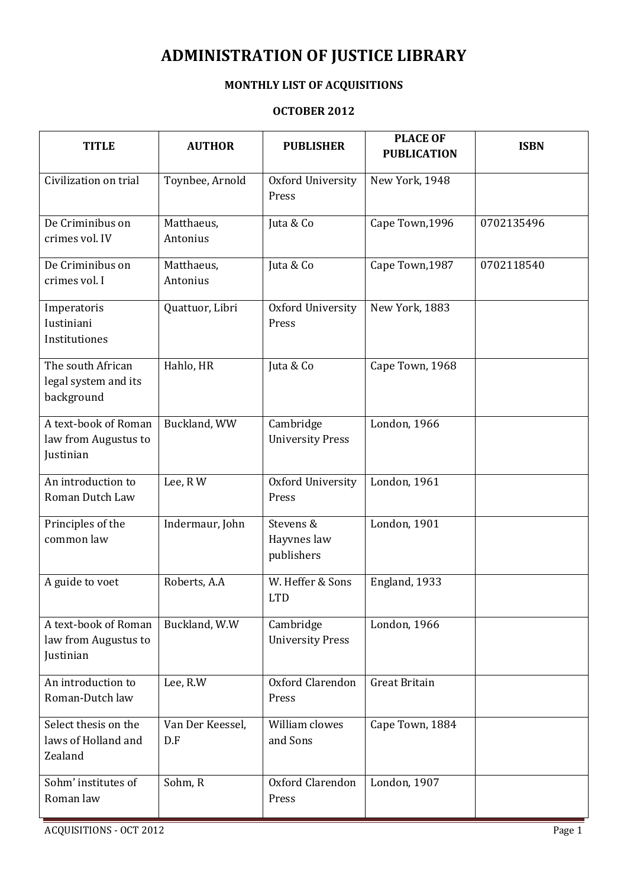# ADMINISTRATION OF JUSTICE LIBRARY

## MONTHLY LIST OF ACQUISITIONS

### OCTOBER 2012

| TITLE | AUTHOR | PUBLISHER | PLACE OF PUBLICATION | ISBN |
|---|---|---|---|---|
| Civilization on trial | Toynbee, Arnold | Oxford University Press | New York, 1948 | |
| De Criminibus on crimes vol. IV | Matthaeus, Antonius | Juta & Co | Cape Town,1996 | 0702135496 |
| De Criminibus on crimes vol. I | Matthaeus, Antonius | Juta & Co | Cape Town,1987 | 0702118540 |
| Imperatoris Iustiniani Institutiones | Quattuor, Libri | Oxford University Press | New York, 1883 | |
| The south African legal system and its background | Hahlo, HR | Juta & Co | Cape Town, 1968 | |
| A text-book of Roman law from Augustus to Justinian | Buckland, WW | Cambridge University Press | London, 1966 | |
| An introduction to Roman Dutch Law | Lee, R W | Oxford University Press | London, 1961 | |
| Principles of the common law | Indermaur, John | Stevens & Hayvnes law publishers | London, 1901 | |
| A guide to voet | Roberts, A.A | W. Heffer & Sons LTD | England, 1933 | |
| A text-book of Roman law from Augustus to Justinian | Buckland, W.W | Cambridge University Press | London, 1966 | |
| An introduction to Roman-Dutch law | Lee, R.W | Oxford Clarendon Press | Great Britain | |
| Select thesis on the laws of Holland and Zealand | Van Der Keessel, D.F | William clowes and Sons | Cape Town, 1884 | |
| Sohm' institutes of Roman law | Sohm, R | Oxford Clarendon Press | London, 1907 | |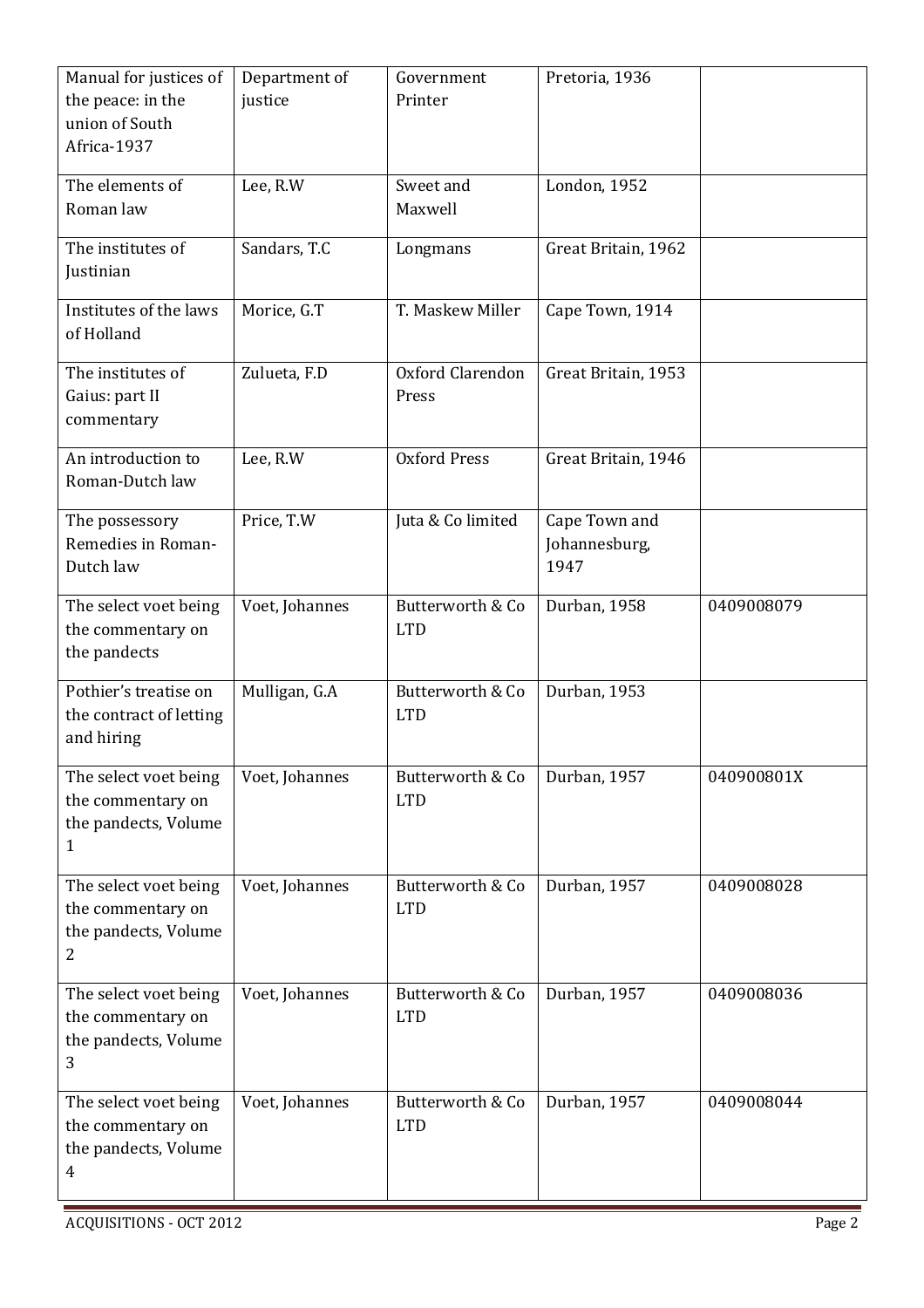| Manual for justices of the peace: in the union of South Africa-1937 | Department of justice | Government Printer | Pretoria, 1936 | |
|---|---|---|---|---|
| The elements of Roman law | Lee, R.W | Sweet and Maxwell | London, 1952 | |
| The institutes of Justinian | Sandars, T.C | Longmans | Great Britain, 1962 | |
| Institutes of the laws of Holland | Morice, G.T | T. Maskew Miller | Cape Town, 1914 | |
| The institutes of Gaius: part II commentary | Zulueta, F.D | Oxford Clarendon Press | Great Britain, 1953 | |
| An introduction to Roman-Dutch law | Lee, R.W | Oxford Press | Great Britain, 1946 | |
| The possessory Remedies in Roman-Dutch law | Price, T.W | Juta & Co limited | Cape Town and Johannesburg, 1947 | |
| The select voet being the commentary on the pandects | Voet, Johannes | Butterworth & Co LTD | Durban, 1958 | 0409008079 |
| Pothier's treatise on the contract of letting and hiring | Mulligan, G.A | Butterworth & Co LTD | Durban, 1953 | |
| The select voet being the commentary on the pandects, Volume 1 | Voet, Johannes | Butterworth & Co LTD | Durban, 1957 | 040900801X |
| The select voet being the commentary on the pandects, Volume 2 | Voet, Johannes | Butterworth & Co LTD | Durban, 1957 | 0409008028 |
| The select voet being the commentary on the pandects, Volume 3 | Voet, Johannes | Butterworth & Co LTD | Durban, 1957 | 0409008036 |
| The select voet being the commentary on the pandects, Volume 4 | Voet, Johannes | Butterworth & Co LTD | Durban, 1957 | 0409008044 |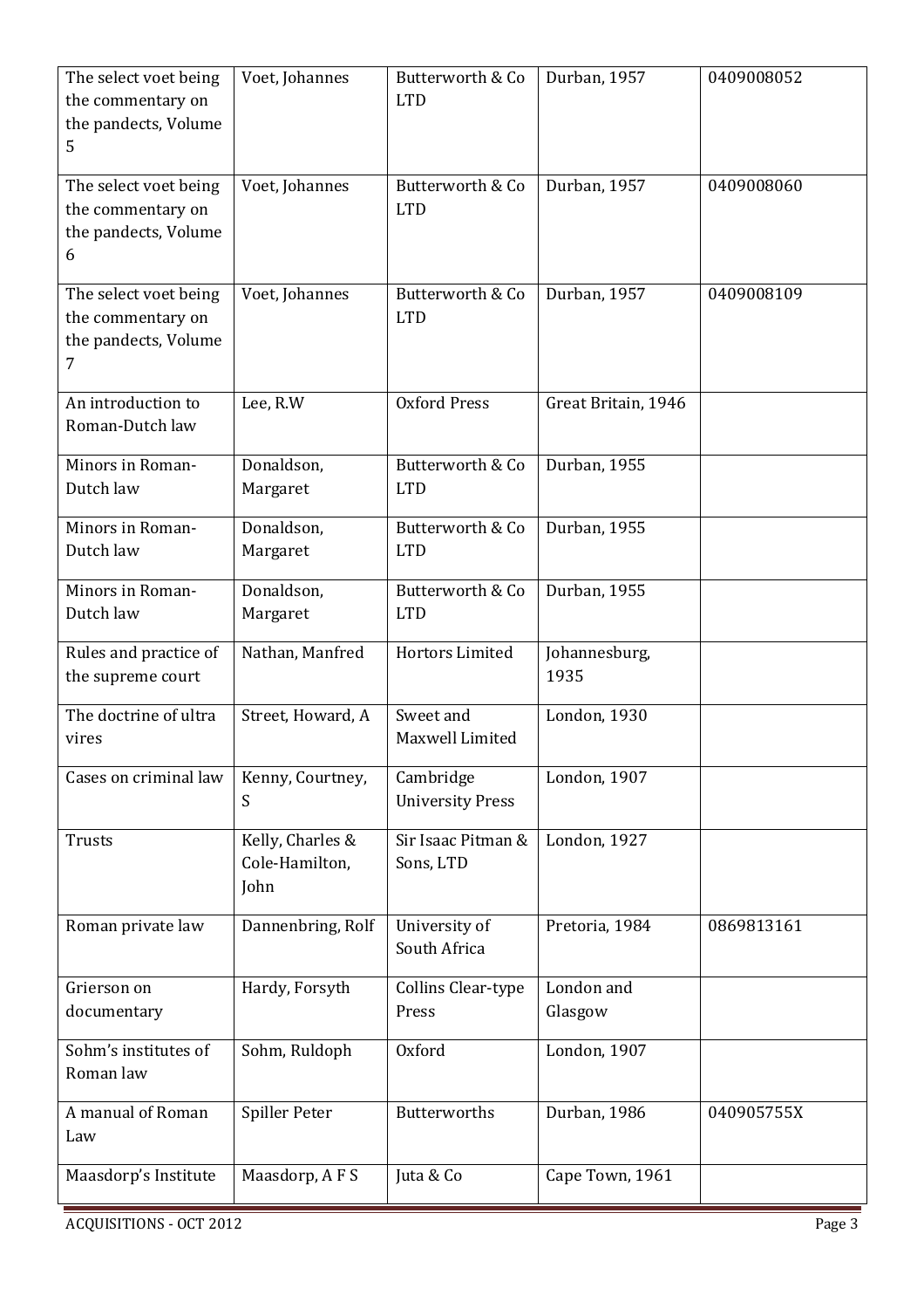| The select voet being the commentary on the pandects, Volume 5 | Voet, Johannes | Butterworth & Co LTD | Durban, 1957 | 0409008052 |
|---|---|---|---|---|
| The select voet being the commentary on the pandects, Volume 6 | Voet, Johannes | Butterworth & Co LTD | Durban, 1957 | 0409008060 |
| The select voet being the commentary on the pandects, Volume 7 | Voet, Johannes | Butterworth & Co LTD | Durban, 1957 | 0409008109 |
| An introduction to Roman-Dutch law | Lee, R.W | Oxford Press | Great Britain, 1946 | |
| Minors in Roman-Dutch law | Donaldson, Margaret | Butterworth & Co LTD | Durban, 1955 | |
| Minors in Roman-Dutch law | Donaldson, Margaret | Butterworth & Co LTD | Durban, 1955 | |
| Minors in Roman-Dutch law | Donaldson, Margaret | Butterworth & Co LTD | Durban, 1955 | |
| Rules and practice of the supreme court | Nathan, Manfred | Hortors Limited | Johannesburg, 1935 | |
| The doctrine of ultra vires | Street, Howard, A | Sweet and Maxwell Limited | London, 1930 | |
| Cases on criminal law | Kenny, Courtney, S | Cambridge University Press | London, 1907 | |
| Trusts | Kelly, Charles & Cole-Hamilton, John | Sir Isaac Pitman & Sons, LTD | London, 1927 | |
| Roman private law | Dannenbring, Rolf | University of South Africa | Pretoria, 1984 | 0869813161 |
| Grierson on documentary | Hardy, Forsyth | Collins Clear-type Press | London and Glasgow | |
| Sohm's institutes of Roman law | Sohm, Ruldoph | Oxford | London, 1907 | |
| A manual of Roman Law | Spiller Peter | Butterworths | Durban, 1986 | 040905755X |
| Maasdorp's Institute | Maasdorp, A F S | Juta & Co | Cape Town, 1961 | |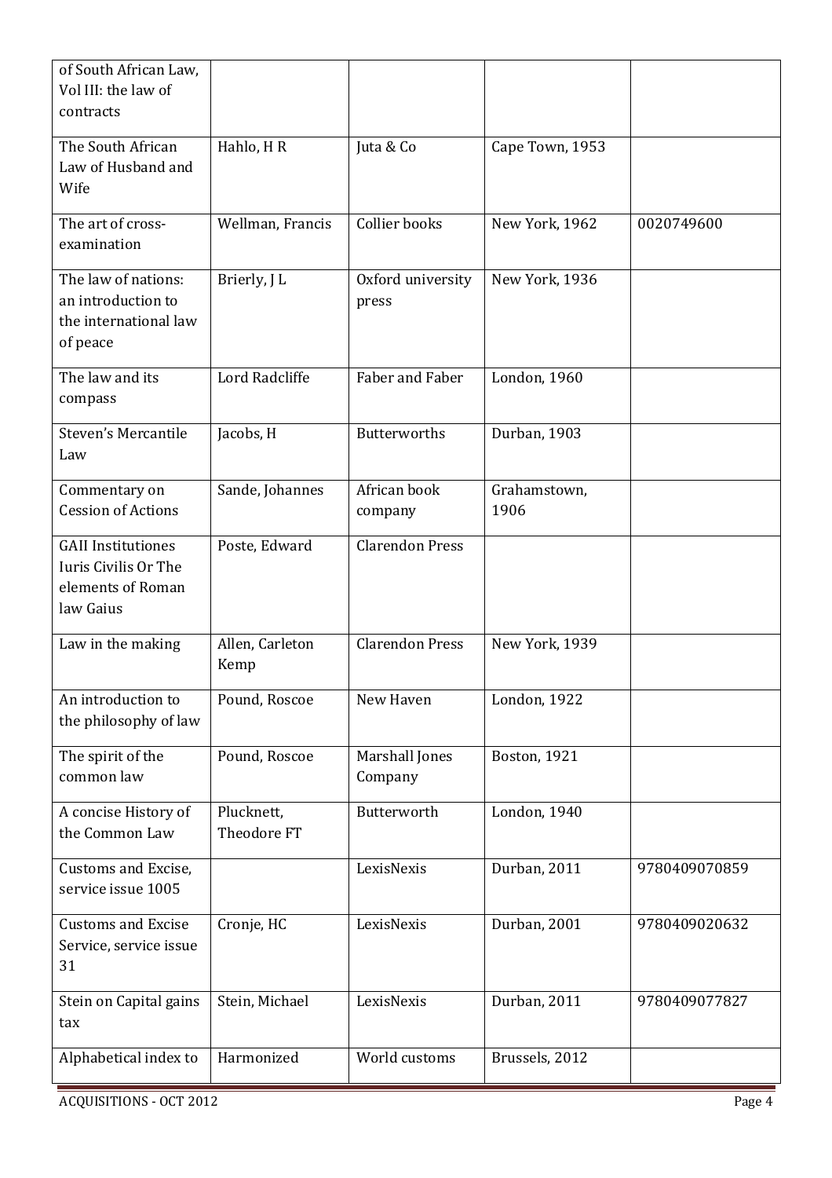| | | | | |
|---|---|---|---|---|
| of South African Law, Vol III: the law of contracts | | | | |
| The South African Law of Husband and Wife | Hahlo, H R | Juta & Co | Cape Town, 1953 | |
| The art of cross-examination | Wellman, Francis | Collier books | New York, 1962 | 0020749600 |
| The law of nations: an introduction to the international law of peace | Brierly, J L | Oxford university press | New York, 1936 | |
| The law and its compass | Lord Radcliffe | Faber and Faber | London, 1960 | |
| Steven's Mercantile Law | Jacobs, H | Butterworths | Durban, 1903 | |
| Commentary on Cession of Actions | Sande, Johannes | African book company | Grahamstown, 1906 | |
| GAII Institutiones Iuris Civilis Or The elements of Roman law Gaius | Poste, Edward | Clarendon Press | | |
| Law in the making | Allen, Carleton Kemp | Clarendon Press | New York, 1939 | |
| An introduction to the philosophy of law | Pound, Roscoe | New Haven | London, 1922 | |
| The spirit of the common law | Pound, Roscoe | Marshall Jones Company | Boston, 1921 | |
| A concise History of the Common Law | Plucknett, Theodore FT | Butterworth | London, 1940 | |
| Customs and Excise, service issue 1005 | | LexisNexis | Durban, 2011 | 9780409070859 |
| Customs and Excise Service, service issue 31 | Cronje, HC | LexisNexis | Durban, 2001 | 9780409020632 |
| Stein on Capital gains tax | Stein, Michael | LexisNexis | Durban, 2011 | 9780409077827 |
| Alphabetical index to | Harmonized | World customs | Brussels, 2012 | |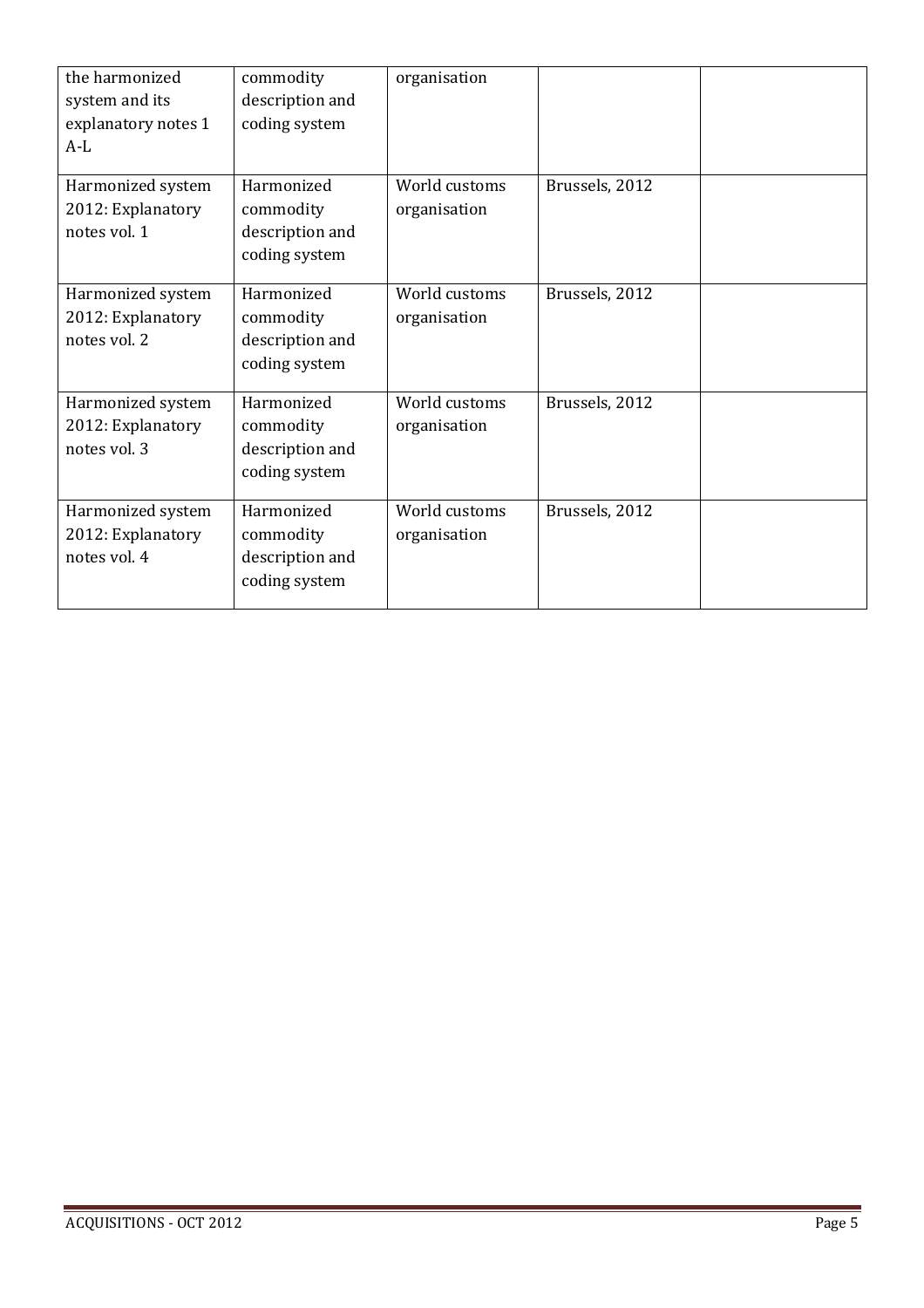| | | | | |
|---|---|---|---|---|
| the harmonized system and its explanatory notes 1 A-L | commodity description and coding system | organisation | | |
| Harmonized system 2012: Explanatory notes vol. 1 | Harmonized commodity description and coding system | World customs organisation | Brussels, 2012 | |
| Harmonized system 2012: Explanatory notes vol. 2 | Harmonized commodity description and coding system | World customs organisation | Brussels, 2012 | |
| Harmonized system 2012: Explanatory notes vol. 3 | Harmonized commodity description and coding system | World customs organisation | Brussels, 2012 | |
| Harmonized system 2012: Explanatory notes vol. 4 | Harmonized commodity description and coding system | World customs organisation | Brussels, 2012 | |